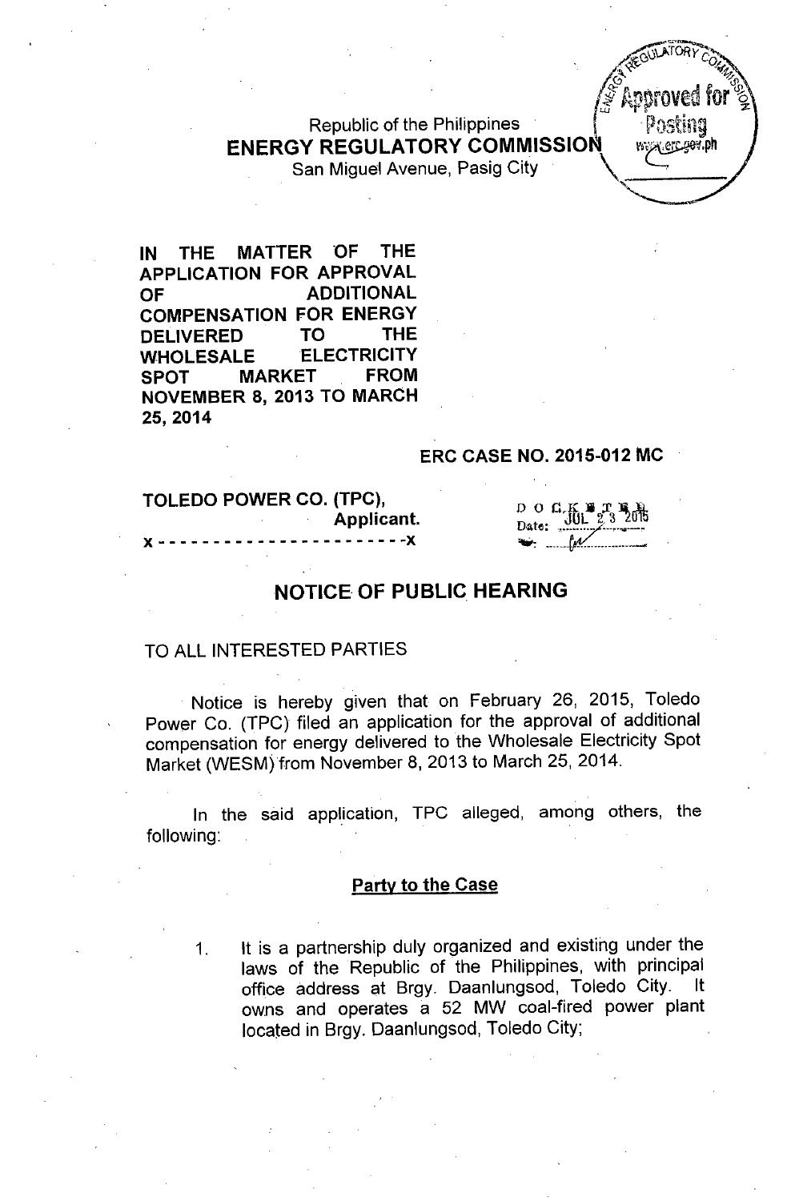Republic of the Philippines
**ENERGY REGULATORY COMMISSION**
San Miguel Avenue, Pasig City

**IN THE MATTER OF THE APPLICATION FOR APPROVAL OF ADDITIONAL COMPENSATION FOR ENERGY DELIVERED TO THE WHOLESALE ELECTRICITY SPOT MARKET FROM NOVEMBER 8, 2013 TO MARCH 25, 2014**

**ERC CASE NO. 2015-012 MC**

**TOLEDO POWER CO. (TPC),**
**Applicant.**
**x - - - - - - - - - - - - - - - - - - - - - - - x**

DOCKETED
Date: JUL 23 2015

## NOTICE OF PUBLIC HEARING

TO ALL INTERESTED PARTIES

Notice is hereby given that on February 26, 2015, Toledo Power Co. (TPC) filed an application for the approval of additional compensation for energy delivered to the Wholesale Electricity Spot Market (WESM) from November 8, 2013 to March 25, 2014.

In the said application, TPC alleged, among others, the following:

### Party to the Case

1. It is a partnership duly organized and existing under the laws of the Republic of the Philippines, with principal office address at Brgy. Daanlungsod, Toledo City. It owns and operates a 52 MW coal-fired power plant located in Brgy. Daanlungsod, Toledo City;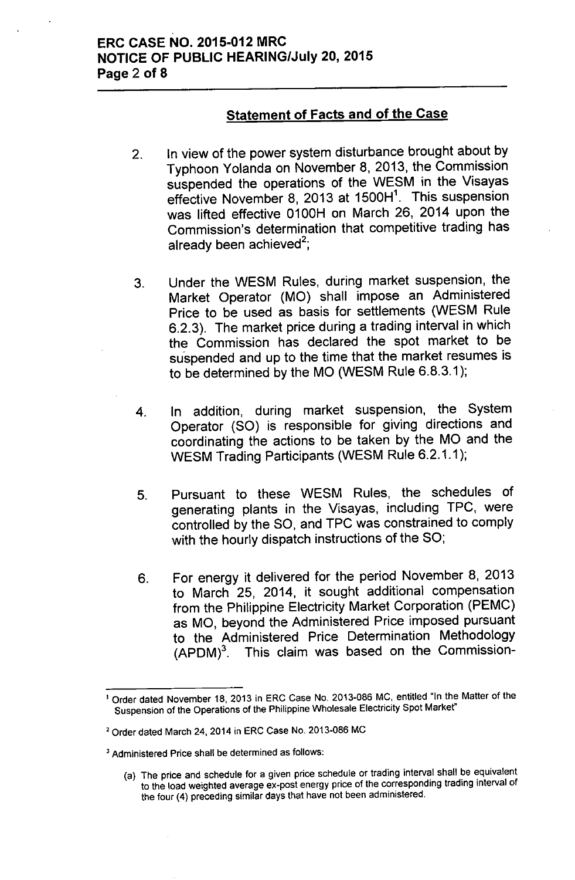## Statement of Facts and of the Case

2. In view of the power system disturbance brought about by Typhoon Yolanda on November 8, 2013, the Commission suspended the operations of the WESM in the Visayas effective November 8, 2013 at 1500H[1]. This suspension was lifted effective 0100H on March 26, 2014 upon the Commission's determination that competitive trading has already been achieved[2];

3. Under the WESM Rules, during market suspension, the Market Operator (MO) shall impose an Administered Price to be used as basis for settlements (WESM Rule 6.2.3). The market price during a trading interval in which the Commission has declared the spot market to be suspended and up to the time that the market resumes is to be determined by the MO (WESM Rule 6.8.3.1);

4. In addition, during market suspension, the System Operator (SO) is responsible for giving directions and coordinating the actions to be taken by the MO and the WESM Trading Participants (WESM Rule 6.2.1.1);

5. Pursuant to these WESM Rules, the schedules of generating plants in the Visayas, including TPC, were controlled by the SO, and TPC was constrained to comply with the hourly dispatch instructions of the SO;

6. For energy it delivered for the period November 8, 2013 to March 25, 2014, it sought additional compensation from the Philippine Electricity Market Corporation (PEMC) as MO, beyond the Administered Price imposed pursuant to the Administered Price Determination Methodology (APDM)[3]. This claim was based on the Commission-

---

[1] Order dated November 18, 2013 in ERC Case No. 2013-086 MC, entitled "In the Matter of the Suspension of the Operations of the Philippine Wholesale Electricity Spot Market"

[2] Order dated March 24, 2014 in ERC Case No. 2013-086 MC

[3] Administered Price shall be determined as follows:

(a) The price and schedule for a given price schedule or trading interval shall be equivalent to the load weighted average ex-post energy price of the corresponding trading interval of the four (4) preceding similar days that have not been administered.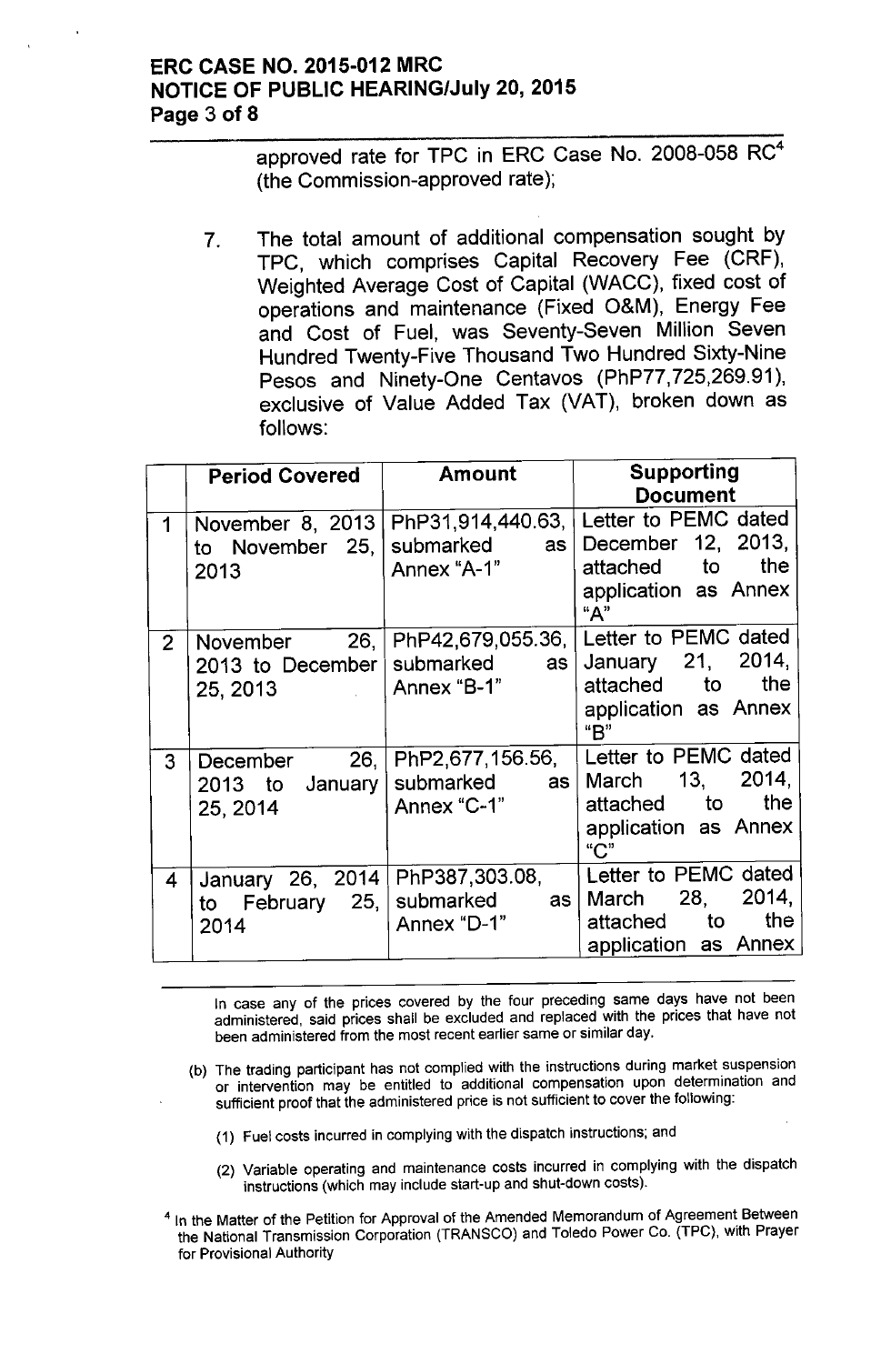approved rate for TPC in ERC Case No. 2008-058 RC[4] (the Commission-approved rate);

7. The total amount of additional compensation sought by TPC, which comprises Capital Recovery Fee (CRF), Weighted Average Cost of Capital (WACC), fixed cost of operations and maintenance (Fixed O&M), Energy Fee and Cost of Fuel, was Seventy-Seven Million Seven Hundred Twenty-Five Thousand Two Hundred Sixty-Nine Pesos and Ninety-One Centavos (PhP77,725,269.91), exclusive of Value Added Tax (VAT), broken down as follows:

| | Period Covered | Amount | Supporting Document |
|---|---|---|---|
| 1 | November 8, 2013 to November 25, 2013 | PhP31,914,440.63, submarked as Annex "A-1" | Letter to PEMC dated December 12, 2013, attached to the application as Annex "A" |
| 2 | November 26, 2013 to December 25, 2013 | PhP42,679,055.36, submarked as Annex "B-1" | Letter to PEMC dated January 21, 2014, attached to the application as Annex "B" |
| 3 | December 26, 2013 to January 25, 2014 | PhP2,677,156.56, submarked as Annex "C-1" | Letter to PEMC dated March 13, 2014, attached to the application as Annex "C" |
| 4 | January 26, 2014 to February 25, 2014 | PhP387,303.08, submarked as Annex "D-1" | Letter to PEMC dated March 28, 2014, attached to the application as Annex |

In case any of the prices covered by the four preceding same days have not been administered, said prices shall be excluded and replaced with the prices that have not been administered from the most recent earlier same or similar day.

(b) The trading participant has not complied with the instructions during market suspension or intervention may be entitled to additional compensation upon determination and sufficient proof that the administered price is not sufficient to cover the following:

(1) Fuel costs incurred in complying with the dispatch instructions; and

(2) Variable operating and maintenance costs incurred in complying with the dispatch instructions (which may include start-up and shut-down costs).

[4] In the Matter of the Petition for Approval of the Amended Memorandum of Agreement Between the National Transmission Corporation (TRANSCO) and Toledo Power Co. (TPC), with Prayer for Provisional Authority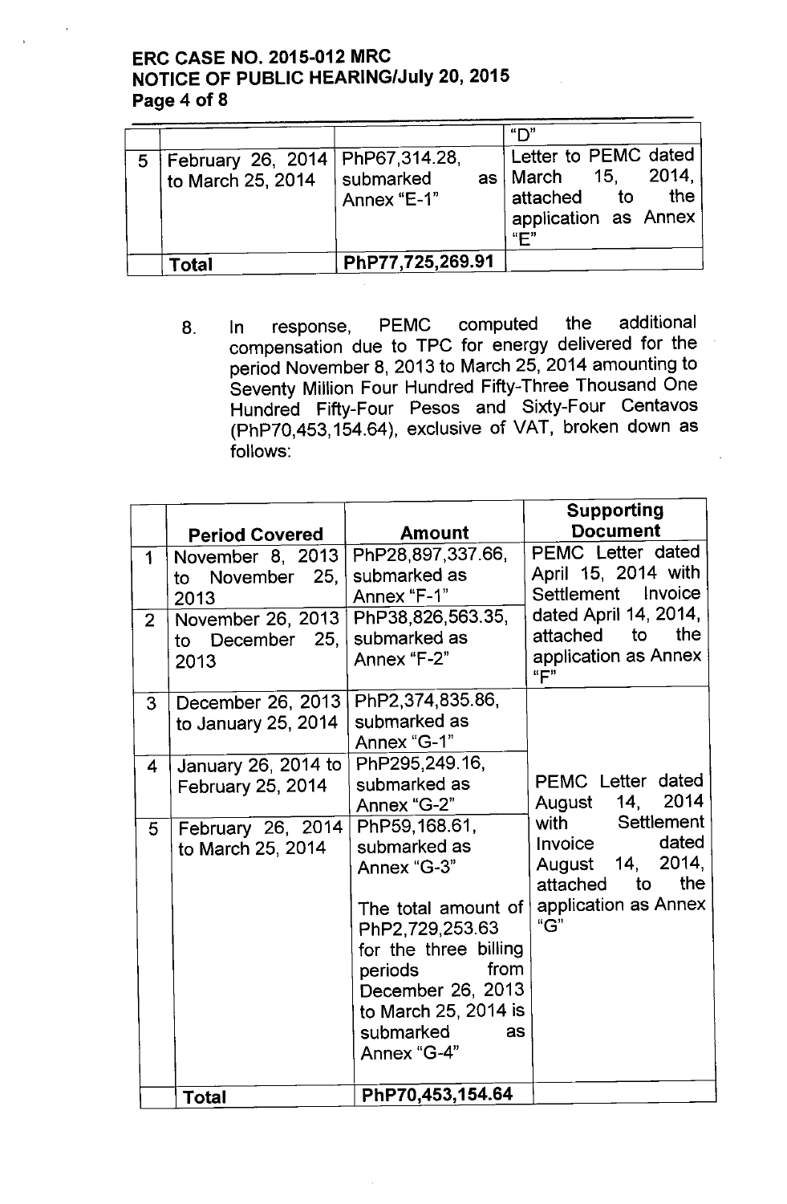| | | | "D" |
|---|---|---|---|
| 5 | February 26, 2014 to March 25, 2014 | PhP67,314.28, submarked as Annex "E-1" | Letter to PEMC dated March 15, 2014, attached to the application as Annex "E" |
| | **Total** | **PhP77,725,269.91** | |

8. In response, PEMC computed the additional compensation due to TPC for energy delivered for the period November 8, 2013 to March 25, 2014 amounting to Seventy Million Four Hundred Fifty-Three Thousand One Hundred Fifty-Four Pesos and Sixty-Four Centavos (PhP70,453,154.64), exclusive of VAT, broken down as follows:

| | **Period Covered** | **Amount** | **Supporting Document** |
|---|---|---|---|
| 1 | November 8, 2013 to November 25, 2013 | PhP28,897,337.66, submarked as Annex "F-1" | PEMC Letter dated April 15, 2014 with Settlement Invoice dated April 14, 2014, attached to the application as Annex "F" |
| 2 | November 26, 2013 to December 25, 2013 | PhP38,826,563.35, submarked as Annex "F-2" | |
| 3 | December 26, 2013 to January 25, 2014 | PhP2,374,835.86, submarked as Annex "G-1" | PEMC Letter dated August 14, 2014 with Settlement Invoice dated August 14, 2014, attached to the application as Annex "G" |
| 4 | January 26, 2014 to February 25, 2014 | PhP295,249.16, submarked as Annex "G-2" | |
| 5 | February 26, 2014 to March 25, 2014 | PhP59,168.61, submarked as Annex "G-3"<br><br>The total amount of PhP2,729,253.63 for the three billing periods from December 26, 2013 to March 25, 2014 is submarked as Annex "G-4" | |
| | **Total** | **PhP70,453,154.64** | |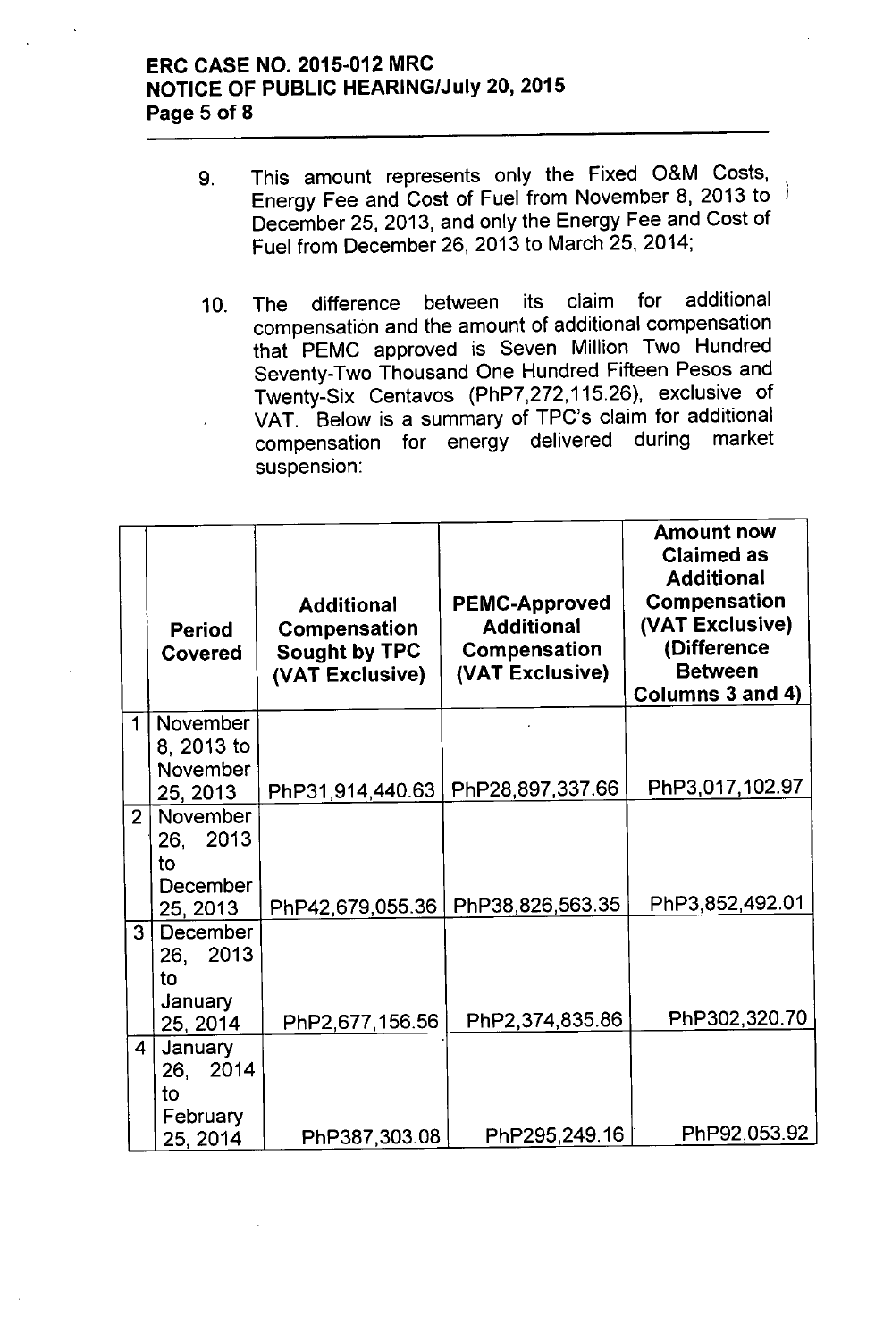9. This amount represents only the Fixed O&M Costs, Energy Fee and Cost of Fuel from November 8, 2013 to December 25, 2013, and only the Energy Fee and Cost of Fuel from December 26, 2013 to March 25, 2014;

10. The difference between its claim for additional compensation and the amount of additional compensation that PEMC approved is Seven Million Two Hundred Seventy-Two Thousand One Hundred Fifteen Pesos and Twenty-Six Centavos (PhP7,272,115.26), exclusive of VAT. Below is a summary of TPC's claim for additional compensation for energy delivered during market suspension:

| | Period Covered | Additional Compensation Sought by TPC (VAT Exclusive) | PEMC-Approved Additional Compensation (VAT Exclusive) | Amount now Claimed as Additional Compensation (VAT Exclusive) (Difference Between Columns 3 and 4) |
|---|---|---|---|---|
| 1 | November 8, 2013 to November 25, 2013 | PhP31,914,440.63 | PhP28,897,337.66 | PhP3,017,102.97 |
| 2 | November 26, 2013 to December 25, 2013 | PhP42,679,055.36 | PhP38,826,563.35 | PhP3,852,492.01 |
| 3 | December 26, 2013 to January 25, 2014 | PhP2,677,156.56 | PhP2,374,835.86 | PhP302,320.70 |
| 4 | January 26, 2014 to February 25, 2014 | PhP387,303.08 | PhP295,249.16 | PhP92,053.92 |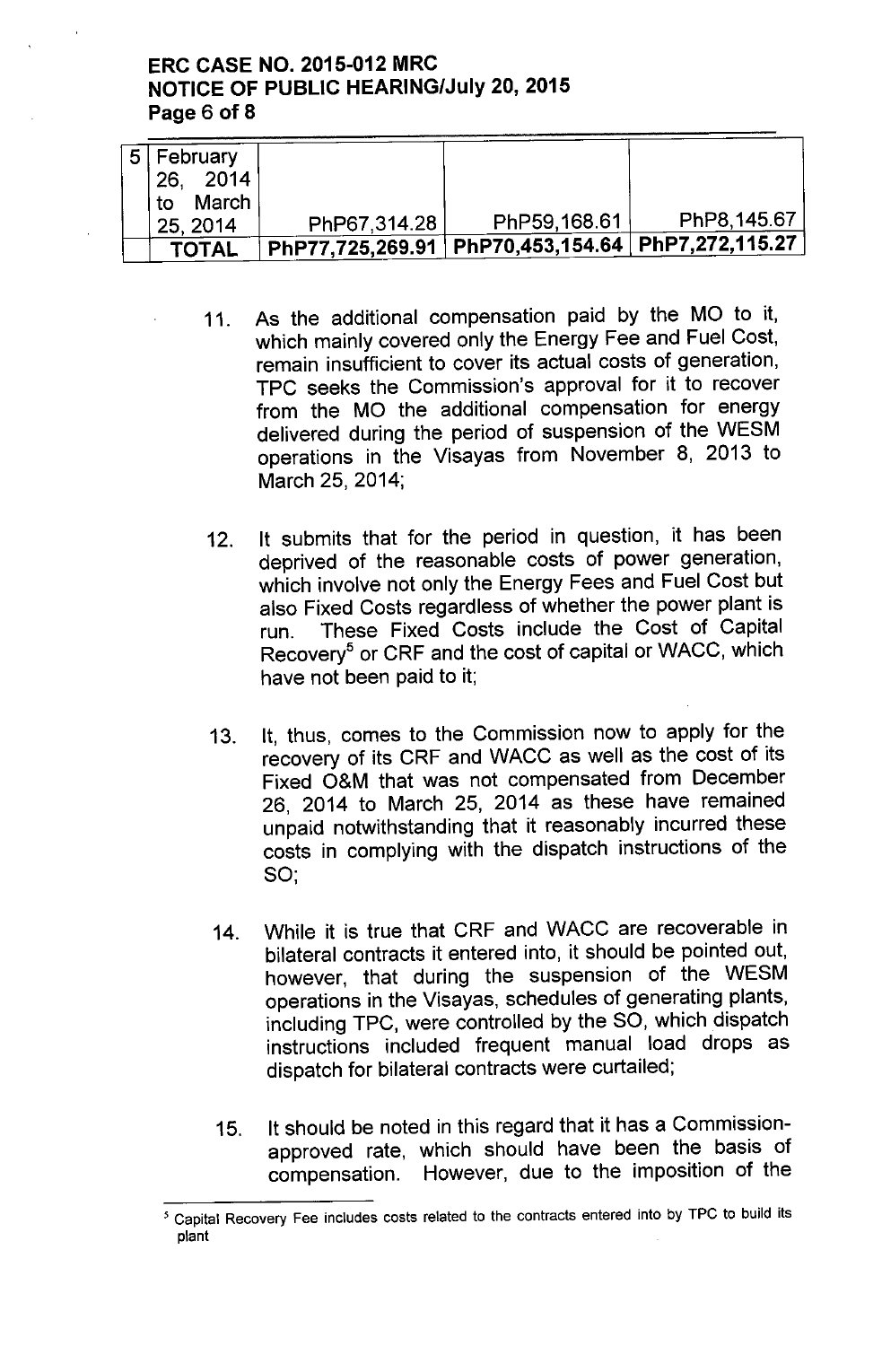| 5 | February 26, 2014 to March 25, 2014 | PhP67,314.28 | PhP59,168.61 | PhP8,145.67 |
|---|---|---|---|---|
| | **TOTAL** | **PhP77,725,269.91** | **PhP70,453,154.64** | **PhP7,272,115.27** |

11. As the additional compensation paid by the MO to it, which mainly covered only the Energy Fee and Fuel Cost, remain insufficient to cover its actual costs of generation, TPC seeks the Commission's approval for it to recover from the MO the additional compensation for energy delivered during the period of suspension of the WESM operations in the Visayas from November 8, 2013 to March 25, 2014;

12. It submits that for the period in question, it has been deprived of the reasonable costs of power generation, which involve not only the Energy Fees and Fuel Cost but also Fixed Costs regardless of whether the power plant is run. These Fixed Costs include the Cost of Capital Recovery[5] or CRF and the cost of capital or WACC, which have not been paid to it;

13. It, thus, comes to the Commission now to apply for the recovery of its CRF and WACC as well as the cost of its Fixed O&M that was not compensated from December 26, 2014 to March 25, 2014 as these have remained unpaid notwithstanding that it reasonably incurred these costs in complying with the dispatch instructions of the SO;

14. While it is true that CRF and WACC are recoverable in bilateral contracts it entered into, it should be pointed out, however, that during the suspension of the WESM operations in the Visayas, schedules of generating plants, including TPC, were controlled by the SO, which dispatch instructions included frequent manual load drops as dispatch for bilateral contracts were curtailed;

15. It should be noted in this regard that it has a Commission-approved rate, which should have been the basis of compensation. However, due to the imposition of the

---

[5] Capital Recovery Fee includes costs related to the contracts entered into by TPC to build its plant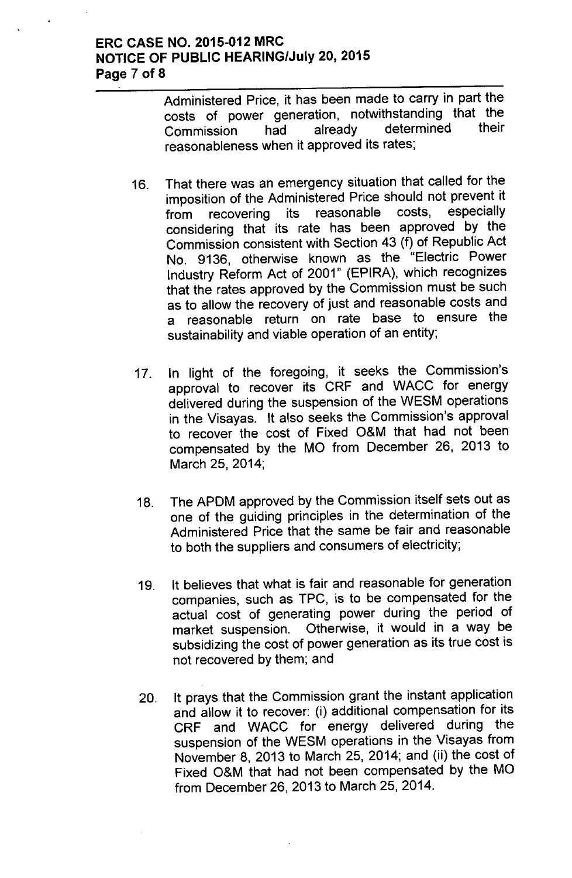Administered Price, it has been made to carry in part the costs of power generation, notwithstanding that the Commission had already determined their reasonableness when it approved its rates;

16. That there was an emergency situation that called for the imposition of the Administered Price should not prevent it from recovering its reasonable costs, especially considering that its rate has been approved by the Commission consistent with Section 43 (f) of Republic Act No. 9136, otherwise known as the "Electric Power Industry Reform Act of 2001" (EPIRA), which recognizes that the rates approved by the Commission must be such as to allow the recovery of just and reasonable costs and a reasonable return on rate base to ensure the sustainability and viable operation of an entity;

17. In light of the foregoing, it seeks the Commission's approval to recover its CRF and WACC for energy delivered during the suspension of the WESM operations in the Visayas. It also seeks the Commission's approval to recover the cost of Fixed O&M that had not been compensated by the MO from December 26, 2013 to March 25, 2014;

18. The APDM approved by the Commission itself sets out as one of the guiding principles in the determination of the Administered Price that the same be fair and reasonable to both the suppliers and consumers of electricity;

19. It believes that what is fair and reasonable for generation companies, such as TPC, is to be compensated for the actual cost of generating power during the period of market suspension. Otherwise, it would in a way be subsidizing the cost of power generation as its true cost is not recovered by them; and

20. It prays that the Commission grant the instant application and allow it to recover: (i) additional compensation for its CRF and WACC for energy delivered during the suspension of the WESM operations in the Visayas from November 8, 2013 to March 25, 2014; and (ii) the cost of Fixed O&M that had not been compensated by the MO from December 26, 2013 to March 25, 2014.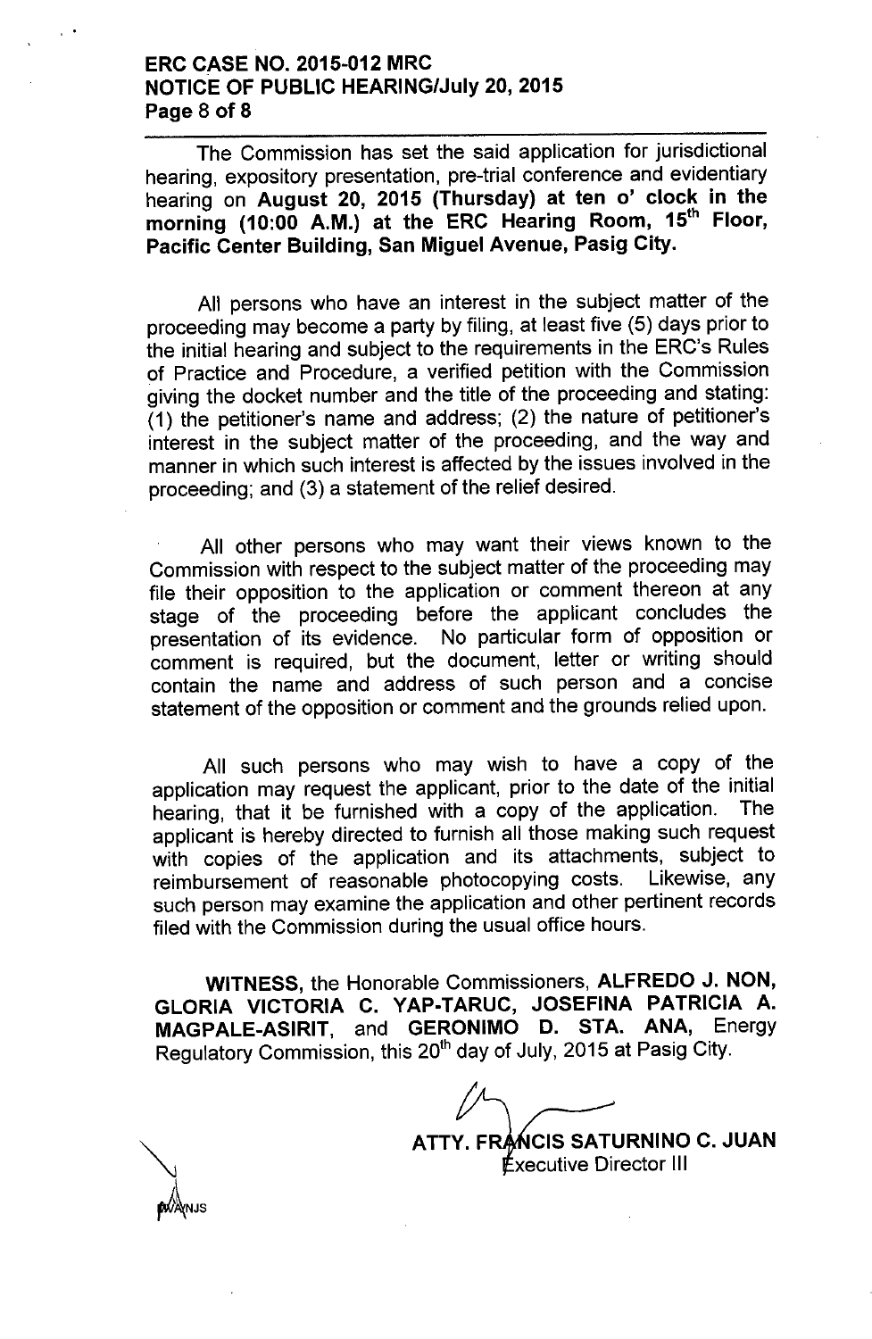The Commission has set the said application for jurisdictional hearing, expository presentation, pre-trial conference and evidentiary hearing on **August 20, 2015 (Thursday) at ten o' clock in the morning (10:00 A.M.) at the ERC Hearing Room, 15th Floor, Pacific Center Building, San Miguel Avenue, Pasig City.**

All persons who have an interest in the subject matter of the proceeding may become a party by filing, at least five (5) days prior to the initial hearing and subject to the requirements in the ERC's Rules of Practice and Procedure, a verified petition with the Commission giving the docket number and the title of the proceeding and stating: (1) the petitioner's name and address; (2) the nature of petitioner's interest in the subject matter of the proceeding, and the way and manner in which such interest is affected by the issues involved in the proceeding; and (3) a statement of the relief desired.

All other persons who may want their views known to the Commission with respect to the subject matter of the proceeding may file their opposition to the application or comment thereon at any stage of the proceeding before the applicant concludes the presentation of its evidence. No particular form of opposition or comment is required, but the document, letter or writing should contain the name and address of such person and a concise statement of the opposition or comment and the grounds relied upon.

All such persons who may wish to have a copy of the application may request the applicant, prior to the date of the initial hearing, that it be furnished with a copy of the application. The applicant is hereby directed to furnish all those making such request with copies of the application and its attachments, subject to reimbursement of reasonable photocopying costs. Likewise, any such person may examine the application and other pertinent records filed with the Commission during the usual office hours.

**WITNESS**, the Honorable Commissioners, **ALFREDO J. NON, GLORIA VICTORIA C. YAP-TARUC, JOSEFINA PATRICIA A. MAGPALE-ASIRIT**, and **GERONIMO D. STA. ANA**, Energy Regulatory Commission, this 20th day of July, 2015 at Pasig City.

**ATTY. FRANCIS SATURNINO C. JUAN**
Executive Director III

AA/NJS